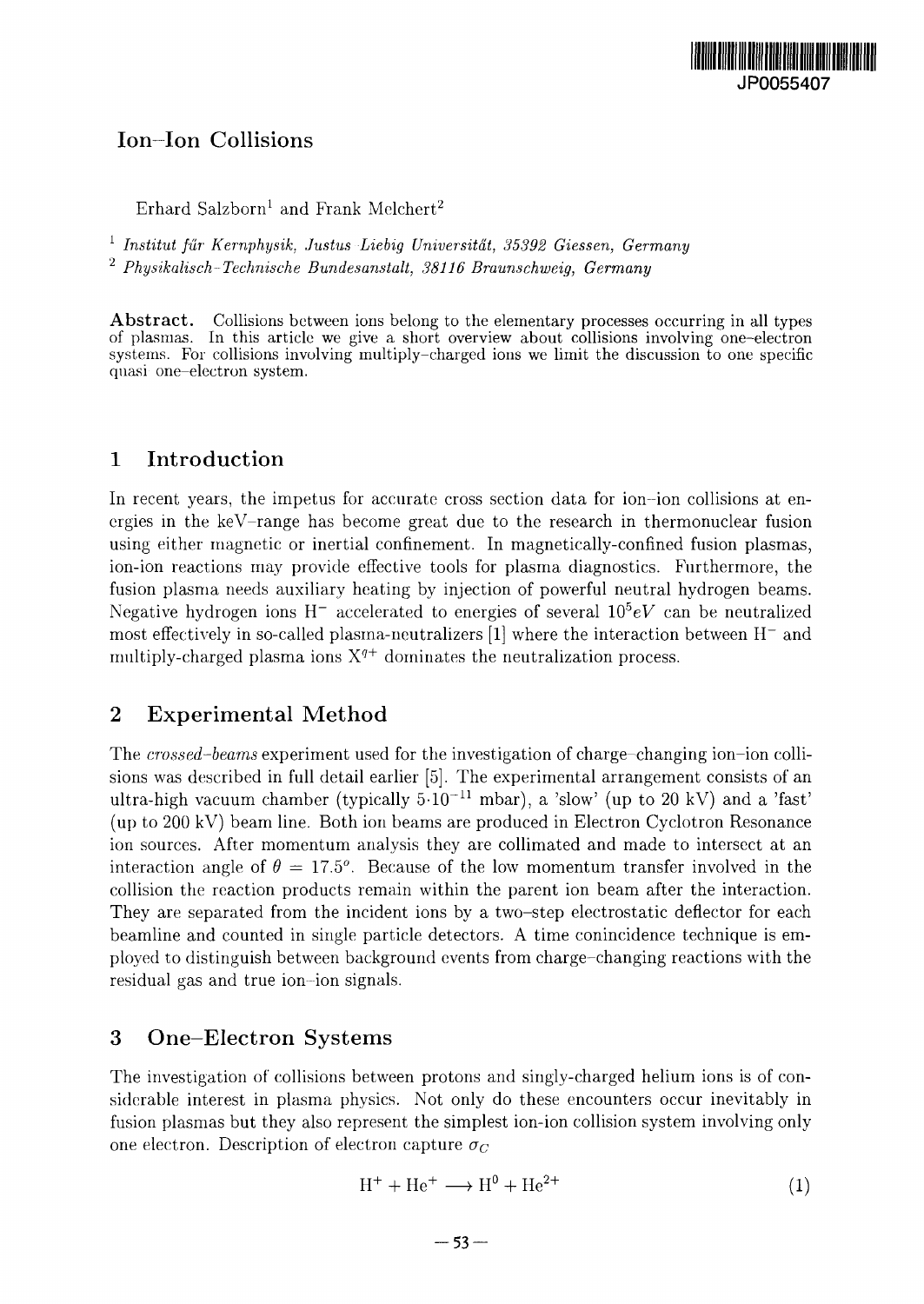# Ion–Ion Collisions

Erhard Salzborn[1] and Frank Melchert[2]

[1] *Institut für Kernphysik, Justus-Liebig Universität, 35392 Giessen, Germany*

[2] *Physikalisch-Technische Bundesanstalt, 38116 Braunschweig, Germany*

**Abstract.** Collisions between ions belong to the elementary processes occurring in all types of plasmas. In this article we give a short overview about collisions involving one-electron systems. For collisions involving multiply-charged ions we limit the discussion to one specific quasi one-electron system.

## 1 Introduction

In recent years, the impetus for accurate cross section data for ion–ion collisions at energies in the keV-range has become great due to the research in thermonuclear fusion using either magnetic or inertial confinement. In magnetically-confined fusion plasmas, ion-ion reactions may provide effective tools for plasma diagnostics. Furthermore, the fusion plasma needs auxiliary heating by injection of powerful neutral hydrogen beams. Negative hydrogen ions $H^-$ accelerated to energies of several $10^5 eV$ can be neutralized most effectively in so-called plasma-neutralizers [1] where the interaction between $H^-$ and multiply-charged plasma ions $X^{q+}$ dominates the neutralization process.

## 2 Experimental Method

The *crossed-beams* experiment used for the investigation of charge-changing ion–ion collisions was described in full detail earlier [5]. The experimental arrangement consists of an ultra-high vacuum chamber (typically $5 \cdot 10^{-11}$ mbar), a 'slow' (up to 20 kV) and a 'fast' (up to 200 kV) beam line. Both ion beams are produced in Electron Cyclotron Resonance ion sources. After momentum analysis they are collimated and made to intersect at an interaction angle of $\theta = 17.5^o$. Because of the low momentum transfer involved in the collision the reaction products remain within the parent ion beam after the interaction. They are separated from the incident ions by a two-step electrostatic deflector for each beamline and counted in single particle detectors. A time conincidence technique is employed to distinguish between background events from charge-changing reactions with the residual gas and true ion–ion signals.

## 3 One–Electron Systems

The investigation of collisions between protons and singly-charged helium ions is of considerable interest in plasma physics. Not only do these encounters occur inevitably in fusion plasmas but they also represent the simplest ion-ion collision system involving only one electron. Description of electron capture $\sigma_C$

$$H^+ + He^+ \longrightarrow H^0 + He^{2+} \tag{1}$$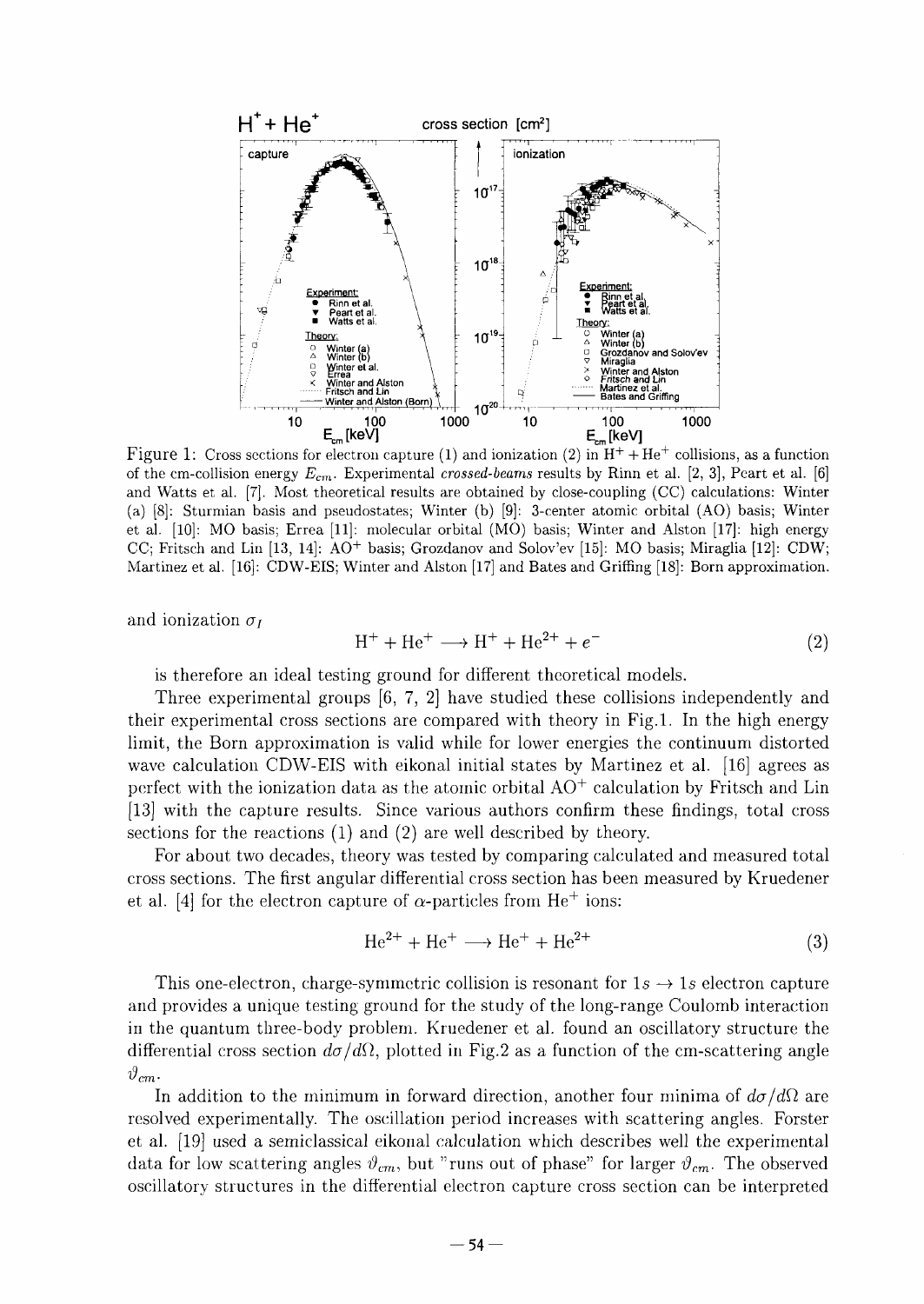Figure 1: Cross sections for electron capture (1) and ionization (2) in $H^+ + He^+$ collisions, as a function of the cm-collision energy $E_{cm}$. Experimental *crossed-beams* results by Rinn et al. [2, 3], Peart et al. [6] and Watts et al. [7]. Most theoretical results are obtained by close-coupling (CC) calculations: Winter (a) [8]: Sturmian basis and pseudostates; Winter (b) [9]: 3-center atomic orbital (AO) basis; Winter et al. [10]: MO basis; Errea [11]: molecular orbital (MO) basis; Winter and Alston [17]: high energy CC; Fritsch and Lin [13, 14]: $AO^+$ basis; Grozdanov and Solov'ev [15]: MO basis; Miraglia [12]: CDW; Martinez et al. [16]: CDW-EIS; Winter and Alston [17] and Bates and Griffing [18]: Born approximation.

and ionization $\sigma_I$

$$H^+ + He^+ \longrightarrow H^+ + He^{2+} + e^- \tag{2}$$

is therefore an ideal testing ground for different theoretical models.

Three experimental groups [6, 7, 2] have studied these collisions independently and their experimental cross sections are compared with theory in Fig.1. In the high energy limit, the Born approximation is valid while for lower energies the continuum distorted wave calculation CDW-EIS with eikonal initial states by Martinez et al. [16] agrees as perfect with the ionization data as the atomic orbital $AO^+$ calculation by Fritsch and Lin [13] with the capture results. Since various authors confirm these findings, total cross sections for the reactions (1) and (2) are well described by theory.

For about two decades, theory was tested by comparing calculated and measured total cross sections. The first angular differential cross section has been measured by Kruedener et al. [4] for the electron capture of $\alpha$-particles from $He^+$ ions:

$$He^{2+} + He^+ \longrightarrow He^+ + He^{2+} \tag{3}$$

This one-electron, charge-symmetric collision is resonant for $1s \rightarrow 1s$ electron capture and provides a unique testing ground for the study of the long-range Coulomb interaction in the quantum three-body problem. Kruedener et al. found an oscillatory structure the differential cross section $d\sigma/d\Omega$, plotted in Fig.2 as a function of the cm-scattering angle $\vartheta_{cm}$.

In addition to the minimum in forward direction, another four minima of $d\sigma/d\Omega$ are resolved experimentally. The oscillation period increases with scattering angles. Forster et al. [19] used a semiclassical eikonal calculation which describes well the experimental data for low scattering angles $\vartheta_{cm}$, but "runs out of phase" for larger $\vartheta_{cm}$. The observed oscillatory structures in the differential electron capture cross section can be interpreted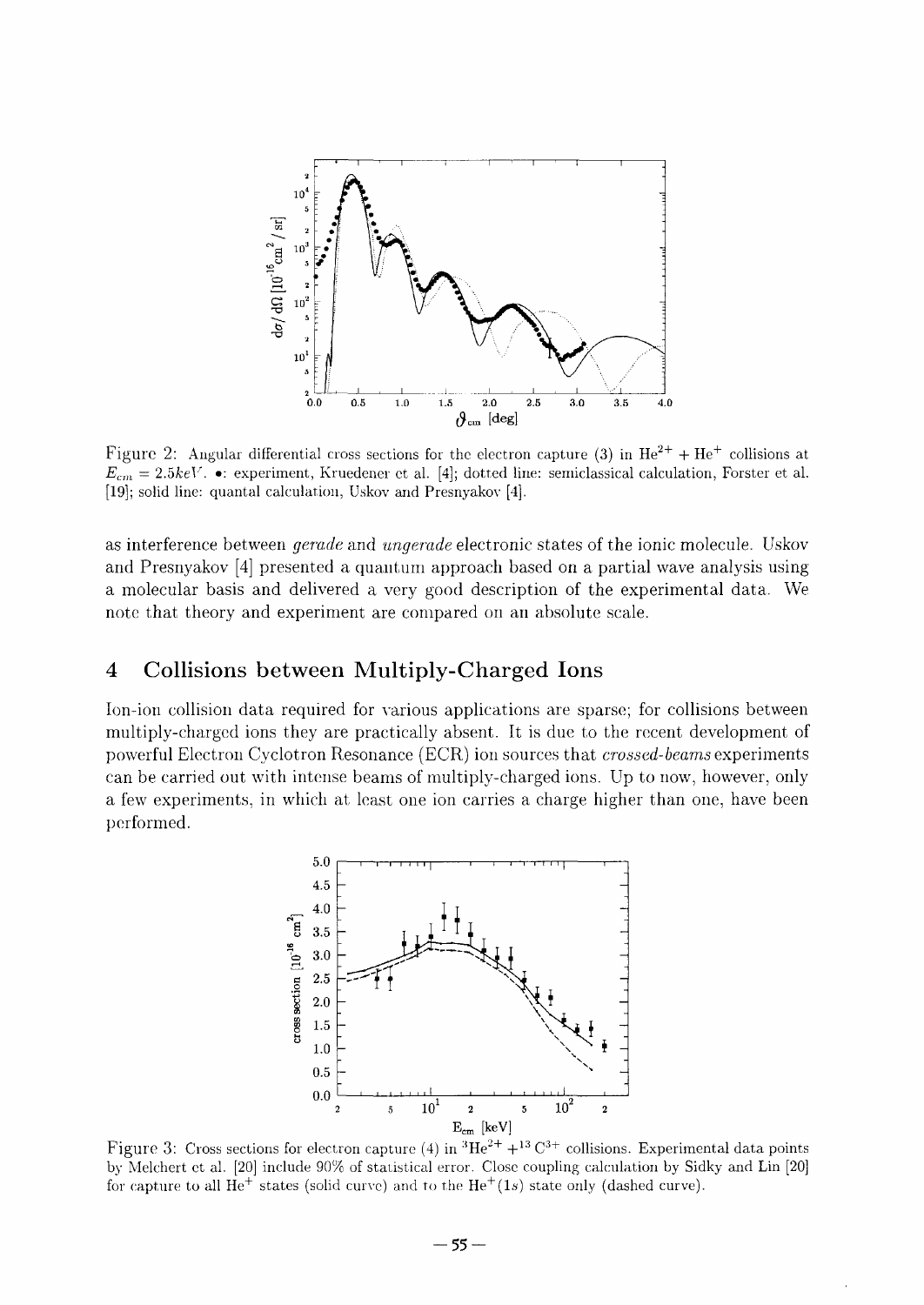Figure 2: Angular differential cross sections for the electron capture (3) in $He^{2+} + He^{+}$ collisions at $E_{cm} = 2.5keV$. •: experiment, Kruedener et al. [4]; dotted line: semiclassical calculation, Forster et al. [19]; solid line: quantal calculation, Uskov and Presnyakov [4].

as interference between *gerade* and *ungerade* electronic states of the ionic molecule. Uskov and Presnyakov [4] presented a quantum approach based on a partial wave analysis using a molecular basis and delivered a very good description of the experimental data. We note that theory and experiment are compared on an absolute scale.

## 4 Collisions between Multiply-Charged Ions

Ion-ion collision data required for various applications are sparse; for collisions between multiply-charged ions they are practically absent. It is due to the recent development of powerful Electron Cyclotron Resonance (ECR) ion sources that *crossed-beams* experiments can be carried out with intense beams of multiply-charged ions. Up to now, however, only a few experiments, in which at least one ion carries a charge higher than one, have been performed.

Figure 3: Cross sections for electron capture (4) in $^{3}He^{2+} + ^{13}C^{3+}$ collisions. Experimental data points by Melchert et al. [20] include 90% of statistical error. Close coupling calculation by Sidky and Lin [20] for capture to all $He^{+}$ states (solid curve) and to the $He^{+}(1s)$ state only (dashed curve).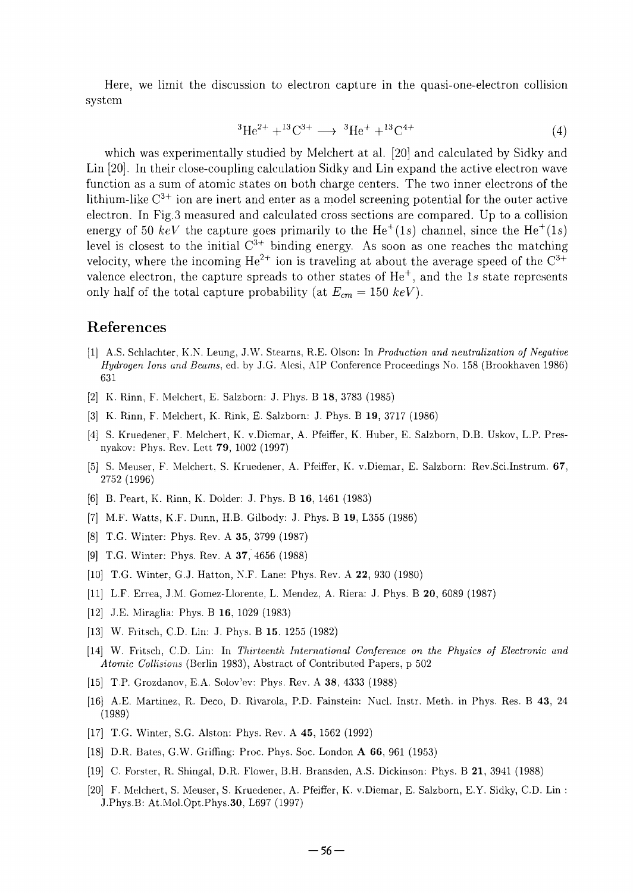Here, we limit the discussion to electron capture in the quasi-one-electron collision system

$$^{3}\mathrm{He}^{2+} + ^{13}\mathrm{C}^{3+} \longrightarrow ^{3}\mathrm{He}^{+} + ^{13}\mathrm{C}^{4+} \tag{4}$$

which was experimentally studied by Melchert at al. [20] and calculated by Sidky and Lin [20]. In their close-coupling calculation Sidky and Lin expand the active electron wave function as a sum of atomic states on both charge centers. The two inner electrons of the lithium-like $C^{3+}$ ion are inert and enter as a model screening potential for the outer active electron. In Fig.3 measured and calculated cross sections are compared. Up to a collision energy of 50 $keV$ the capture goes primarily to the $He^{+}(1s)$ channel, since the $He^{+}(1s)$ level is closest to the initial $C^{3+}$ binding energy. As soon as one reaches the matching velocity, where the incoming $He^{2+}$ ion is traveling at about the average speed of the $C^{3+}$ valence electron, the capture spreads to other states of $He^{+}$, and the $1s$ state represents only half of the total capture probability (at $E_{cm} = 150\ keV$).

## References

[1] A.S. Schlachter, K.N. Leung, J.W. Stearns, R.E. Olson: In *Production and neutralization of Negative Hydrogen Ions and Beams*, ed. by J.G. Alesi, AIP Conference Proceedings No. 158 (Brookhaven 1986) 631

[2] K. Rinn, F. Melchert, E. Salzborn: J. Phys. B **18**, 3783 (1985)

[3] K. Rinn, F. Melchert, K. Rink, E. Salzborn: J. Phys. B **19**, 3717 (1986)

[4] S. Kruedener, F. Melchert, K. v.Diemar, A. Pfeiffer, K. Huber, E. Salzborn, D.B. Uskov, L.P. Presnyakov: Phys. Rev. Lett **79**, 1002 (1997)

[5] S. Meuser, F. Melchert, S. Kruedener, A. Pfeiffer, K. v.Diemar, E. Salzborn: Rev.Sci.Instrum. **67**, 2752 (1996)

[6] B. Peart, K. Rinn, K. Dolder: J. Phys. B **16**, 1461 (1983)

[7] M.F. Watts, K.F. Dunn, H.B. Gilbody: J. Phys. B **19**, L355 (1986)

[8] T.G. Winter: Phys. Rev. A **35**, 3799 (1987)

[9] T.G. Winter: Phys. Rev. A **37**, 4656 (1988)

[10] T.G. Winter, G.J. Hatton, N.F. Lane: Phys. Rev. A **22**, 930 (1980)

[11] L.F. Errea, J.M. Gomez-Llorente, L. Mendez, A. Riera: J. Phys. B **20**, 6089 (1987)

[12] J.E. Miraglia: Phys. B **16**, 1029 (1983)

[13] W. Fritsch, C.D. Lin: J. Phys. B **15**, 1255 (1982)

[14] W. Fritsch, C.D. Lin: In *Thirteenth International Conference on the Physics of Electronic and Atomic Collisions* (Berlin 1983), Abstract of Contributed Papers, p 502

[15] T.P. Grozdanov, E.A. Solov'ev: Phys. Rev. A **38**, 4333 (1988)

[16] A.E. Martinez, R. Deco, D. Rivarola, P.D. Fainstein: Nucl. Instr. Meth. in Phys. Res. B **43**, 24 (1989)

[17] T.G. Winter, S.G. Alston: Phys. Rev. A **45**, 1562 (1992)

[18] D.R. Bates, G.W. Griffing: Proc. Phys. Soc. London **A 66**, 961 (1953)

[19] C. Forster, R. Shingal, D.R. Flower, B.H. Bransden, A.S. Dickinson: Phys. B **21**, 3941 (1988)

[20] F. Melchert, S. Meuser, S. Kruedener, A. Pfeiffer, K. v.Diemar, E. Salzborn, E.Y. Sidky, C.D. Lin : J.Phys.B: At.Mol.Opt.Phys.**30**, L697 (1997)